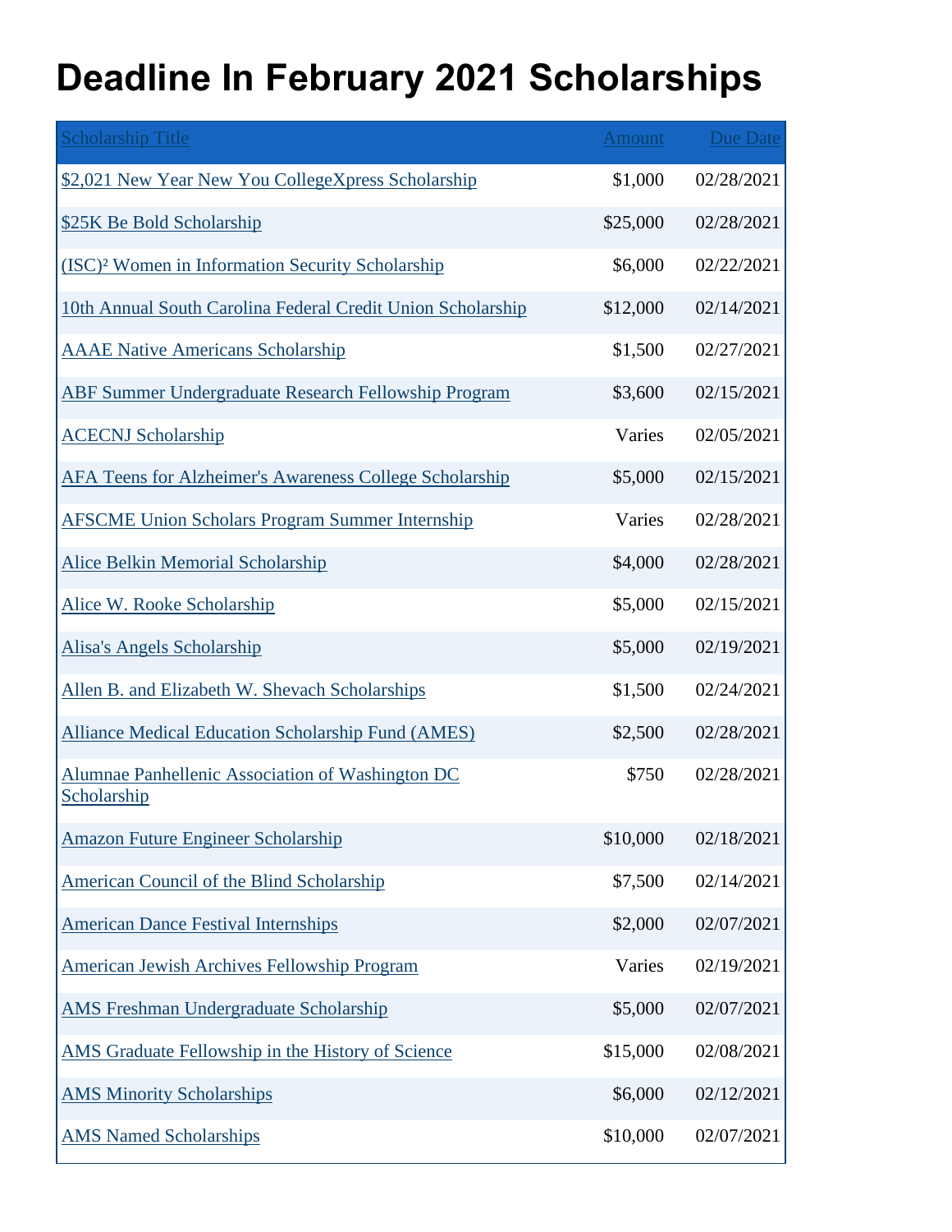# Deadline In February 2021 Scholarships

| Scholarship Title | Amount | Due Date |
|---|---|---|
| $2,021 New Year New You CollegeXpress Scholarship | $1,000 | 02/28/2021 |
| $25K Be Bold Scholarship | $25,000 | 02/28/2021 |
| (ISC)² Women in Information Security Scholarship | $6,000 | 02/22/2021 |
| 10th Annual South Carolina Federal Credit Union Scholarship | $12,000 | 02/14/2021 |
| AAAE Native Americans Scholarship | $1,500 | 02/27/2021 |
| ABF Summer Undergraduate Research Fellowship Program | $3,600 | 02/15/2021 |
| ACECNJ Scholarship | Varies | 02/05/2021 |
| AFA Teens for Alzheimer's Awareness College Scholarship | $5,000 | 02/15/2021 |
| AFSCME Union Scholars Program Summer Internship | Varies | 02/28/2021 |
| Alice Belkin Memorial Scholarship | $4,000 | 02/28/2021 |
| Alice W. Rooke Scholarship | $5,000 | 02/15/2021 |
| Alisa's Angels Scholarship | $5,000 | 02/19/2021 |
| Allen B. and Elizabeth W. Shevach Scholarships | $1,500 | 02/24/2021 |
| Alliance Medical Education Scholarship Fund (AMES) | $2,500 | 02/28/2021 |
| Alumnae Panhellenic Association of Washington DC Scholarship | $750 | 02/28/2021 |
| Amazon Future Engineer Scholarship | $10,000 | 02/18/2021 |
| American Council of the Blind Scholarship | $7,500 | 02/14/2021 |
| American Dance Festival Internships | $2,000 | 02/07/2021 |
| American Jewish Archives Fellowship Program | Varies | 02/19/2021 |
| AMS Freshman Undergraduate Scholarship | $5,000 | 02/07/2021 |
| AMS Graduate Fellowship in the History of Science | $15,000 | 02/08/2021 |
| AMS Minority Scholarships | $6,000 | 02/12/2021 |
| AMS Named Scholarships | $10,000 | 02/07/2021 |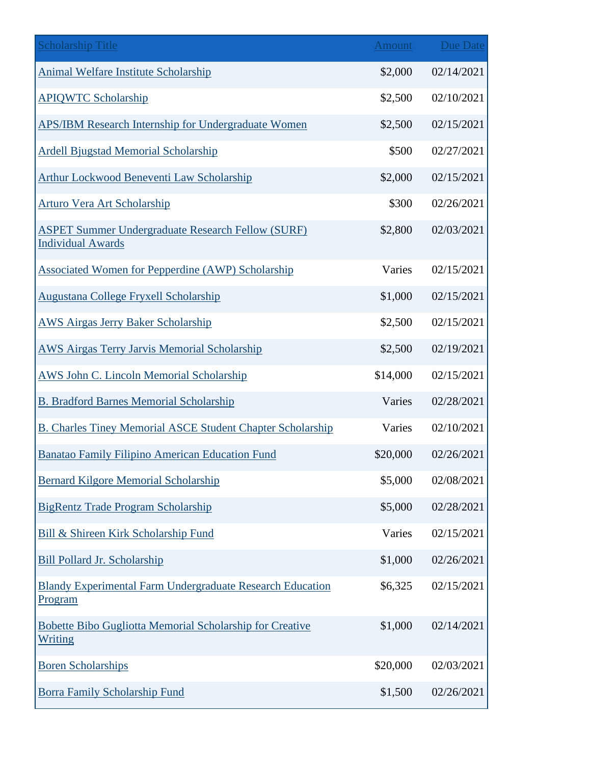| Scholarship Title | Amount | Due Date |
|---|---|---|
| Animal Welfare Institute Scholarship | $2,000 | 02/14/2021 |
| APIQWTC Scholarship | $2,500 | 02/10/2021 |
| APS/IBM Research Internship for Undergraduate Women | $2,500 | 02/15/2021 |
| Ardell Bjugstad Memorial Scholarship | $500 | 02/27/2021 |
| Arthur Lockwood Beneventi Law Scholarship | $2,000 | 02/15/2021 |
| Arturo Vera Art Scholarship | $300 | 02/26/2021 |
| ASPET Summer Undergraduate Research Fellow (SURF) Individual Awards | $2,800 | 02/03/2021 |
| Associated Women for Pepperdine (AWP) Scholarship | Varies | 02/15/2021 |
| Augustana College Fryxell Scholarship | $1,000 | 02/15/2021 |
| AWS Airgas Jerry Baker Scholarship | $2,500 | 02/15/2021 |
| AWS Airgas Terry Jarvis Memorial Scholarship | $2,500 | 02/19/2021 |
| AWS John C. Lincoln Memorial Scholarship | $14,000 | 02/15/2021 |
| B. Bradford Barnes Memorial Scholarship | Varies | 02/28/2021 |
| B. Charles Tiney Memorial ASCE Student Chapter Scholarship | Varies | 02/10/2021 |
| Banatao Family Filipino American Education Fund | $20,000 | 02/26/2021 |
| Bernard Kilgore Memorial Scholarship | $5,000 | 02/08/2021 |
| BigRentz Trade Program Scholarship | $5,000 | 02/28/2021 |
| Bill & Shireen Kirk Scholarship Fund | Varies | 02/15/2021 |
| Bill Pollard Jr. Scholarship | $1,000 | 02/26/2021 |
| Blandy Experimental Farm Undergraduate Research Education Program | $6,325 | 02/15/2021 |
| Bobette Bibo Gugliotta Memorial Scholarship for Creative Writing | $1,000 | 02/14/2021 |
| Boren Scholarships | $20,000 | 02/03/2021 |
| Borra Family Scholarship Fund | $1,500 | 02/26/2021 |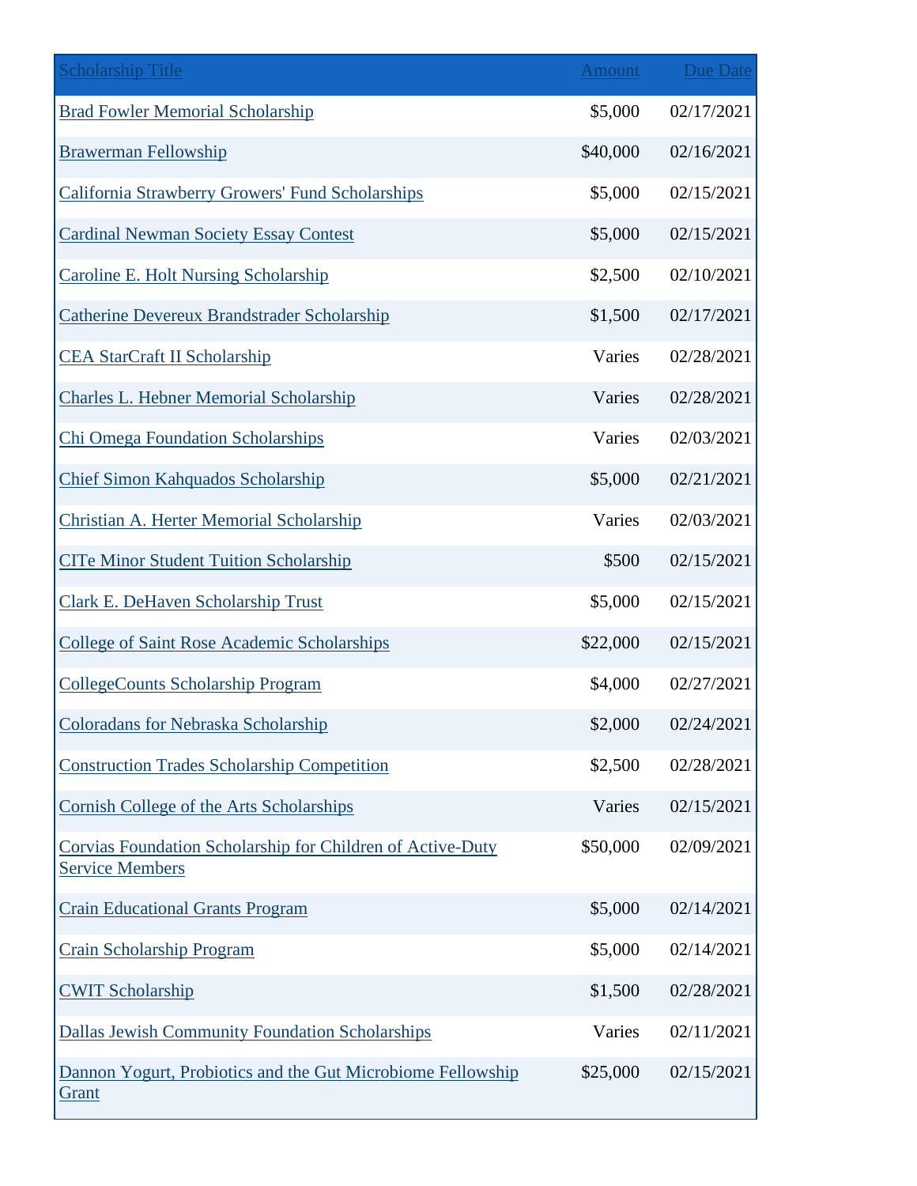| Scholarship Title | Amount | Due Date |
| --- | --- | --- |
| Brad Fowler Memorial Scholarship | $5,000 | 02/17/2021 |
| Brawerman Fellowship | $40,000 | 02/16/2021 |
| California Strawberry Growers' Fund Scholarships | $5,000 | 02/15/2021 |
| Cardinal Newman Society Essay Contest | $5,000 | 02/15/2021 |
| Caroline E. Holt Nursing Scholarship | $2,500 | 02/10/2021 |
| Catherine Devereux Brandstrader Scholarship | $1,500 | 02/17/2021 |
| CEA StarCraft II Scholarship | Varies | 02/28/2021 |
| Charles L. Hebner Memorial Scholarship | Varies | 02/28/2021 |
| Chi Omega Foundation Scholarships | Varies | 02/03/2021 |
| Chief Simon Kahquados Scholarship | $5,000 | 02/21/2021 |
| Christian A. Herter Memorial Scholarship | Varies | 02/03/2021 |
| CITe Minor Student Tuition Scholarship | $500 | 02/15/2021 |
| Clark E. DeHaven Scholarship Trust | $5,000 | 02/15/2021 |
| College of Saint Rose Academic Scholarships | $22,000 | 02/15/2021 |
| CollegeCounts Scholarship Program | $4,000 | 02/27/2021 |
| Coloradans for Nebraska Scholarship | $2,000 | 02/24/2021 |
| Construction Trades Scholarship Competition | $2,500 | 02/28/2021 |
| Cornish College of the Arts Scholarships | Varies | 02/15/2021 |
| Corvias Foundation Scholarship for Children of Active-Duty Service Members | $50,000 | 02/09/2021 |
| Crain Educational Grants Program | $5,000 | 02/14/2021 |
| Crain Scholarship Program | $5,000 | 02/14/2021 |
| CWIT Scholarship | $1,500 | 02/28/2021 |
| Dallas Jewish Community Foundation Scholarships | Varies | 02/11/2021 |
| Dannon Yogurt, Probiotics and the Gut Microbiome Fellowship Grant | $25,000 | 02/15/2021 |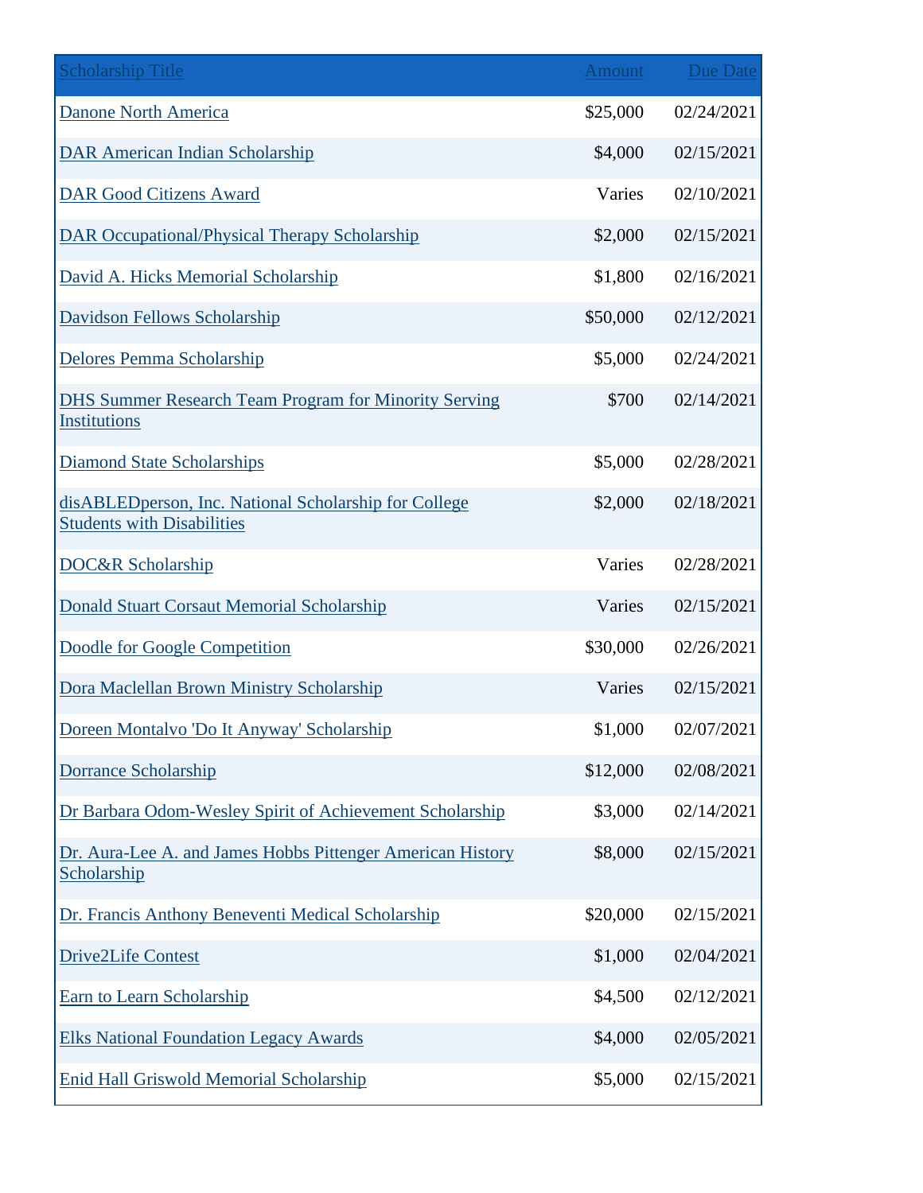| Scholarship Title | Amount | Due Date |
| --- | --- | --- |
| Danone North America | $25,000 | 02/24/2021 |
| DAR American Indian Scholarship | $4,000 | 02/15/2021 |
| DAR Good Citizens Award | Varies | 02/10/2021 |
| DAR Occupational/Physical Therapy Scholarship | $2,000 | 02/15/2021 |
| David A. Hicks Memorial Scholarship | $1,800 | 02/16/2021 |
| Davidson Fellows Scholarship | $50,000 | 02/12/2021 |
| Delores Pemma Scholarship | $5,000 | 02/24/2021 |
| DHS Summer Research Team Program for Minority Serving Institutions | $700 | 02/14/2021 |
| Diamond State Scholarships | $5,000 | 02/28/2021 |
| disABLEDperson, Inc. National Scholarship for College Students with Disabilities | $2,000 | 02/18/2021 |
| DOC&R Scholarship | Varies | 02/28/2021 |
| Donald Stuart Corsaut Memorial Scholarship | Varies | 02/15/2021 |
| Doodle for Google Competition | $30,000 | 02/26/2021 |
| Dora Maclellan Brown Ministry Scholarship | Varies | 02/15/2021 |
| Doreen Montalvo 'Do It Anyway' Scholarship | $1,000 | 02/07/2021 |
| Dorrance Scholarship | $12,000 | 02/08/2021 |
| Dr Barbara Odom-Wesley Spirit of Achievement Scholarship | $3,000 | 02/14/2021 |
| Dr. Aura-Lee A. and James Hobbs Pittenger American History Scholarship | $8,000 | 02/15/2021 |
| Dr. Francis Anthony Beneventi Medical Scholarship | $20,000 | 02/15/2021 |
| Drive2Life Contest | $1,000 | 02/04/2021 |
| Earn to Learn Scholarship | $4,500 | 02/12/2021 |
| Elks National Foundation Legacy Awards | $4,000 | 02/05/2021 |
| Enid Hall Griswold Memorial Scholarship | $5,000 | 02/15/2021 |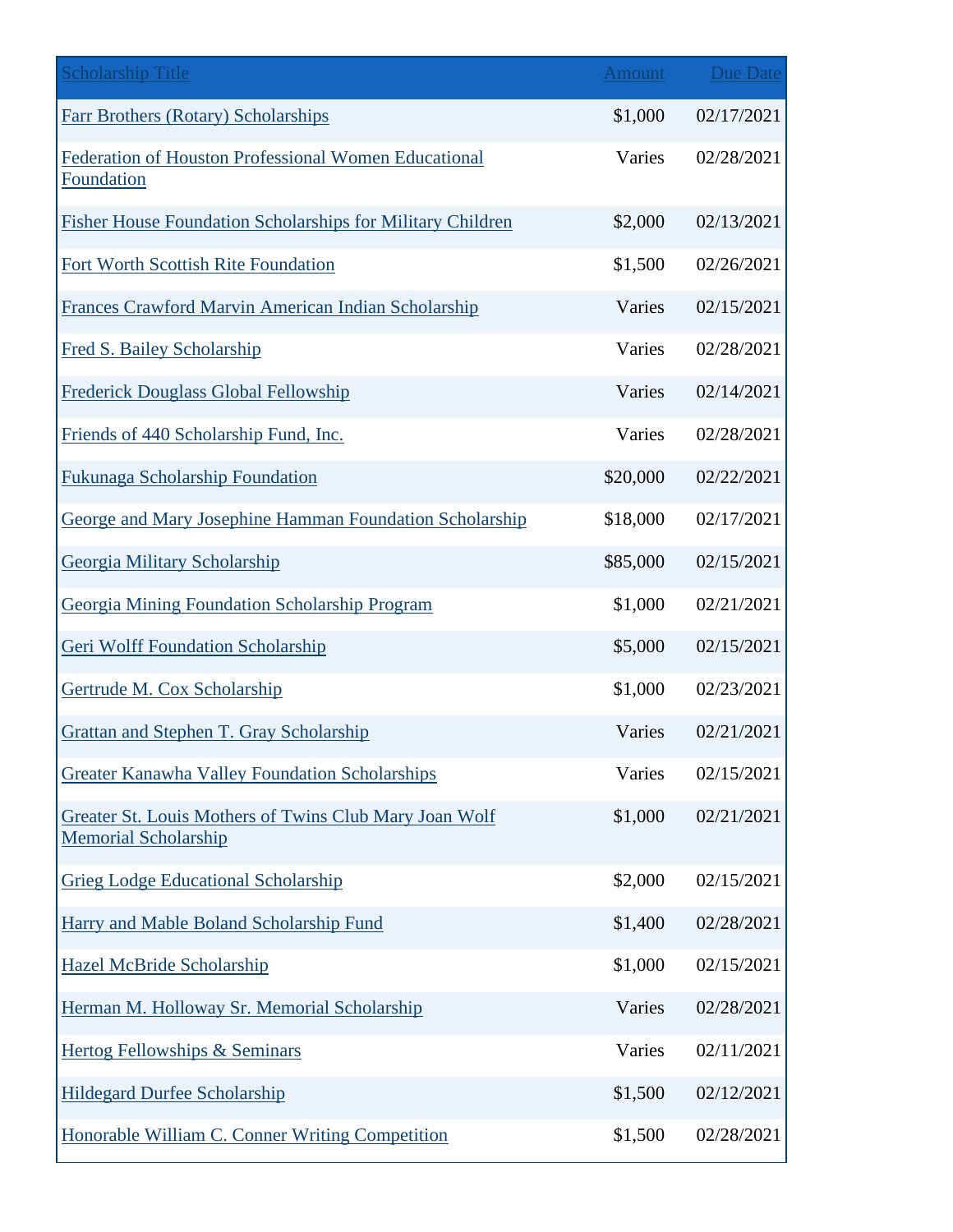| Scholarship Title | Amount | Due Date |
|---|---|---|
| Farr Brothers (Rotary) Scholarships | $1,000 | 02/17/2021 |
| Federation of Houston Professional Women Educational Foundation | Varies | 02/28/2021 |
| Fisher House Foundation Scholarships for Military Children | $2,000 | 02/13/2021 |
| Fort Worth Scottish Rite Foundation | $1,500 | 02/26/2021 |
| Frances Crawford Marvin American Indian Scholarship | Varies | 02/15/2021 |
| Fred S. Bailey Scholarship | Varies | 02/28/2021 |
| Frederick Douglass Global Fellowship | Varies | 02/14/2021 |
| Friends of 440 Scholarship Fund, Inc. | Varies | 02/28/2021 |
| Fukunaga Scholarship Foundation | $20,000 | 02/22/2021 |
| George and Mary Josephine Hamman Foundation Scholarship | $18,000 | 02/17/2021 |
| Georgia Military Scholarship | $85,000 | 02/15/2021 |
| Georgia Mining Foundation Scholarship Program | $1,000 | 02/21/2021 |
| Geri Wolff Foundation Scholarship | $5,000 | 02/15/2021 |
| Gertrude M. Cox Scholarship | $1,000 | 02/23/2021 |
| Grattan and Stephen T. Gray Scholarship | Varies | 02/21/2021 |
| Greater Kanawha Valley Foundation Scholarships | Varies | 02/15/2021 |
| Greater St. Louis Mothers of Twins Club Mary Joan Wolf Memorial Scholarship | $1,000 | 02/21/2021 |
| Grieg Lodge Educational Scholarship | $2,000 | 02/15/2021 |
| Harry and Mable Boland Scholarship Fund | $1,400 | 02/28/2021 |
| Hazel McBride Scholarship | $1,000 | 02/15/2021 |
| Herman M. Holloway Sr. Memorial Scholarship | Varies | 02/28/2021 |
| Hertog Fellowships & Seminars | Varies | 02/11/2021 |
| Hildegard Durfee Scholarship | $1,500 | 02/12/2021 |
| Honorable William C. Conner Writing Competition | $1,500 | 02/28/2021 |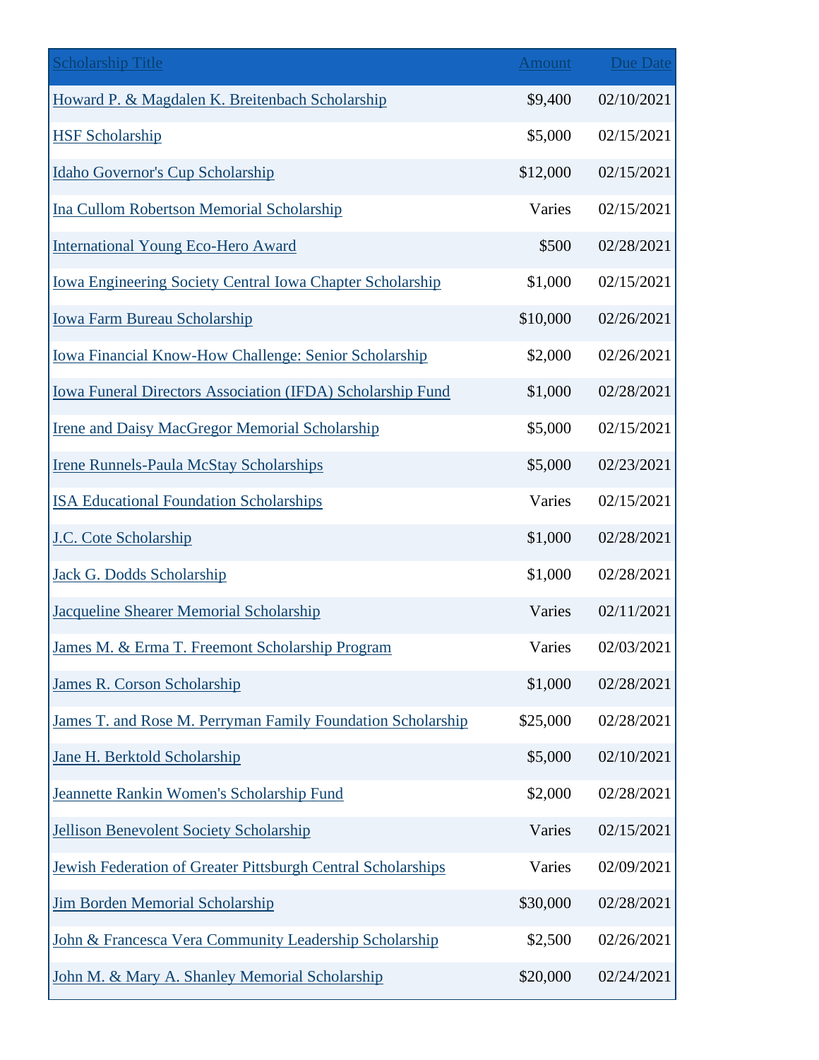| Scholarship Title | Amount | Due Date |
|---|---|---|
| Howard P. & Magdalen K. Breitenbach Scholarship | $9,400 | 02/10/2021 |
| HSF Scholarship | $5,000 | 02/15/2021 |
| Idaho Governor's Cup Scholarship | $12,000 | 02/15/2021 |
| Ina Cullom Robertson Memorial Scholarship | Varies | 02/15/2021 |
| International Young Eco-Hero Award | $500 | 02/28/2021 |
| Iowa Engineering Society Central Iowa Chapter Scholarship | $1,000 | 02/15/2021 |
| Iowa Farm Bureau Scholarship | $10,000 | 02/26/2021 |
| Iowa Financial Know-How Challenge: Senior Scholarship | $2,000 | 02/26/2021 |
| Iowa Funeral Directors Association (IFDA) Scholarship Fund | $1,000 | 02/28/2021 |
| Irene and Daisy MacGregor Memorial Scholarship | $5,000 | 02/15/2021 |
| Irene Runnels-Paula McStay Scholarships | $5,000 | 02/23/2021 |
| ISA Educational Foundation Scholarships | Varies | 02/15/2021 |
| J.C. Cote Scholarship | $1,000 | 02/28/2021 |
| Jack G. Dodds Scholarship | $1,000 | 02/28/2021 |
| Jacqueline Shearer Memorial Scholarship | Varies | 02/11/2021 |
| James M. & Erma T. Freemont Scholarship Program | Varies | 02/03/2021 |
| James R. Corson Scholarship | $1,000 | 02/28/2021 |
| James T. and Rose M. Perryman Family Foundation Scholarship | $25,000 | 02/28/2021 |
| Jane H. Berktold Scholarship | $5,000 | 02/10/2021 |
| Jeannette Rankin Women's Scholarship Fund | $2,000 | 02/28/2021 |
| Jellison Benevolent Society Scholarship | Varies | 02/15/2021 |
| Jewish Federation of Greater Pittsburgh Central Scholarships | Varies | 02/09/2021 |
| Jim Borden Memorial Scholarship | $30,000 | 02/28/2021 |
| John & Francesca Vera Community Leadership Scholarship | $2,500 | 02/26/2021 |
| John M. & Mary A. Shanley Memorial Scholarship | $20,000 | 02/24/2021 |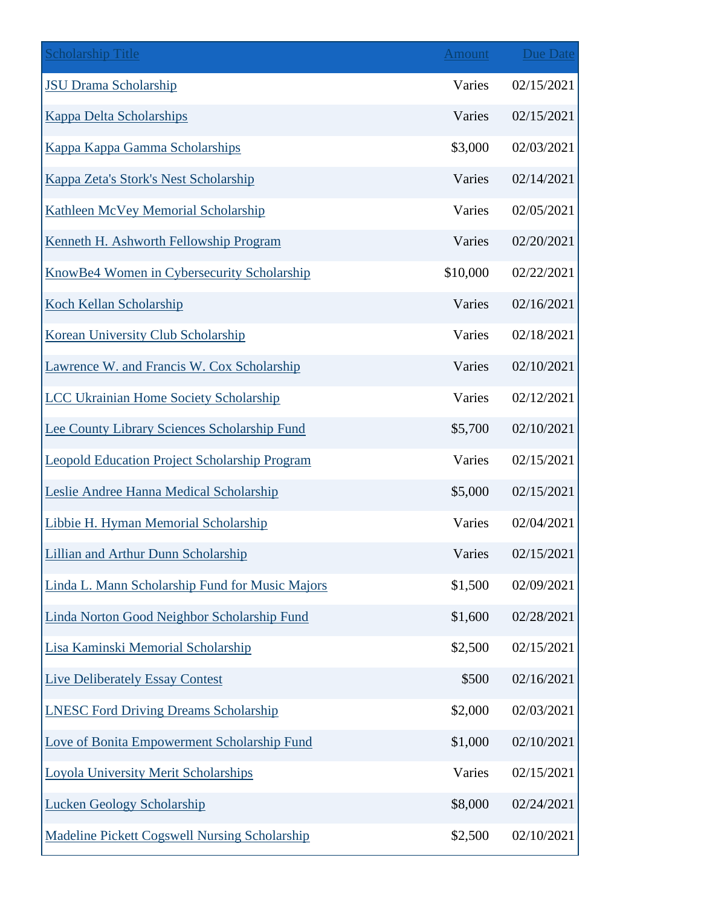| Scholarship Title | Amount | Due Date |
| --- | --- | --- |
| JSU Drama Scholarship | Varies | 02/15/2021 |
| Kappa Delta Scholarships | Varies | 02/15/2021 |
| Kappa Kappa Gamma Scholarships | $3,000 | 02/03/2021 |
| Kappa Zeta's Stork's Nest Scholarship | Varies | 02/14/2021 |
| Kathleen McVey Memorial Scholarship | Varies | 02/05/2021 |
| Kenneth H. Ashworth Fellowship Program | Varies | 02/20/2021 |
| KnowBe4 Women in Cybersecurity Scholarship | $10,000 | 02/22/2021 |
| Koch Kellan Scholarship | Varies | 02/16/2021 |
| Korean University Club Scholarship | Varies | 02/18/2021 |
| Lawrence W. and Francis W. Cox Scholarship | Varies | 02/10/2021 |
| LCC Ukrainian Home Society Scholarship | Varies | 02/12/2021 |
| Lee County Library Sciences Scholarship Fund | $5,700 | 02/10/2021 |
| Leopold Education Project Scholarship Program | Varies | 02/15/2021 |
| Leslie Andree Hanna Medical Scholarship | $5,000 | 02/15/2021 |
| Libbie H. Hyman Memorial Scholarship | Varies | 02/04/2021 |
| Lillian and Arthur Dunn Scholarship | Varies | 02/15/2021 |
| Linda L. Mann Scholarship Fund for Music Majors | $1,500 | 02/09/2021 |
| Linda Norton Good Neighbor Scholarship Fund | $1,600 | 02/28/2021 |
| Lisa Kaminski Memorial Scholarship | $2,500 | 02/15/2021 |
| Live Deliberately Essay Contest | $500 | 02/16/2021 |
| LNESC Ford Driving Dreams Scholarship | $2,000 | 02/03/2021 |
| Love of Bonita Empowerment Scholarship Fund | $1,000 | 02/10/2021 |
| Loyola University Merit Scholarships | Varies | 02/15/2021 |
| Lucken Geology Scholarship | $8,000 | 02/24/2021 |
| Madeline Pickett Cogswell Nursing Scholarship | $2,500 | 02/10/2021 |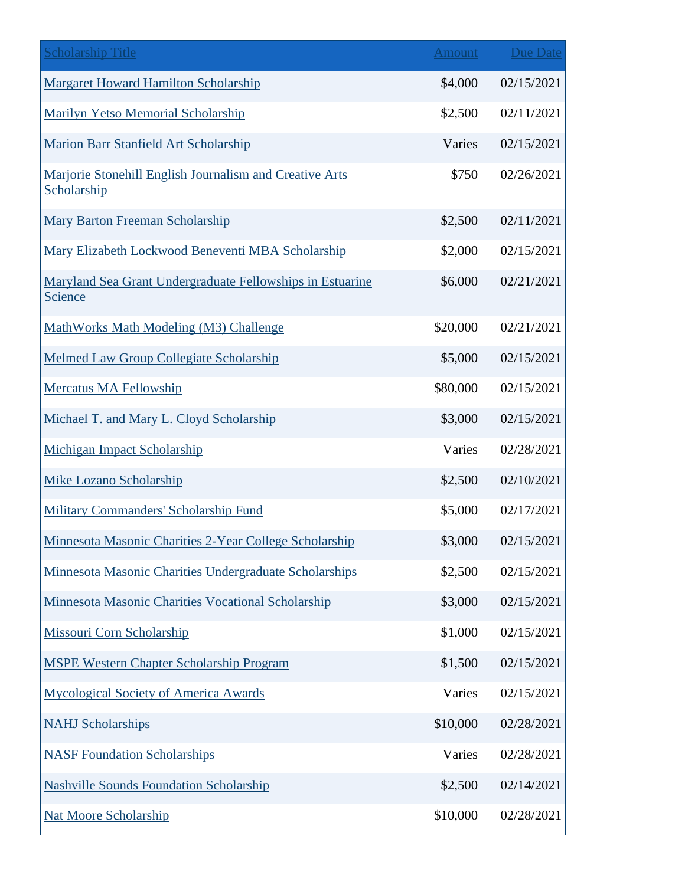| Scholarship Title | Amount | Due Date |
| --- | --- | --- |
| Margaret Howard Hamilton Scholarship | $4,000 | 02/15/2021 |
| Marilyn Yetso Memorial Scholarship | $2,500 | 02/11/2021 |
| Marion Barr Stanfield Art Scholarship | Varies | 02/15/2021 |
| Marjorie Stonehill English Journalism and Creative Arts Scholarship | $750 | 02/26/2021 |
| Mary Barton Freeman Scholarship | $2,500 | 02/11/2021 |
| Mary Elizabeth Lockwood Beneventi MBA Scholarship | $2,000 | 02/15/2021 |
| Maryland Sea Grant Undergraduate Fellowships in Estuarine Science | $6,000 | 02/21/2021 |
| MathWorks Math Modeling (M3) Challenge | $20,000 | 02/21/2021 |
| Melmed Law Group Collegiate Scholarship | $5,000 | 02/15/2021 |
| Mercatus MA Fellowship | $80,000 | 02/15/2021 |
| Michael T. and Mary L. Cloyd Scholarship | $3,000 | 02/15/2021 |
| Michigan Impact Scholarship | Varies | 02/28/2021 |
| Mike Lozano Scholarship | $2,500 | 02/10/2021 |
| Military Commanders' Scholarship Fund | $5,000 | 02/17/2021 |
| Minnesota Masonic Charities 2-Year College Scholarship | $3,000 | 02/15/2021 |
| Minnesota Masonic Charities Undergraduate Scholarships | $2,500 | 02/15/2021 |
| Minnesota Masonic Charities Vocational Scholarship | $3,000 | 02/15/2021 |
| Missouri Corn Scholarship | $1,000 | 02/15/2021 |
| MSPE Western Chapter Scholarship Program | $1,500 | 02/15/2021 |
| Mycological Society of America Awards | Varies | 02/15/2021 |
| NAHJ Scholarships | $10,000 | 02/28/2021 |
| NASF Foundation Scholarships | Varies | 02/28/2021 |
| Nashville Sounds Foundation Scholarship | $2,500 | 02/14/2021 |
| Nat Moore Scholarship | $10,000 | 02/28/2021 |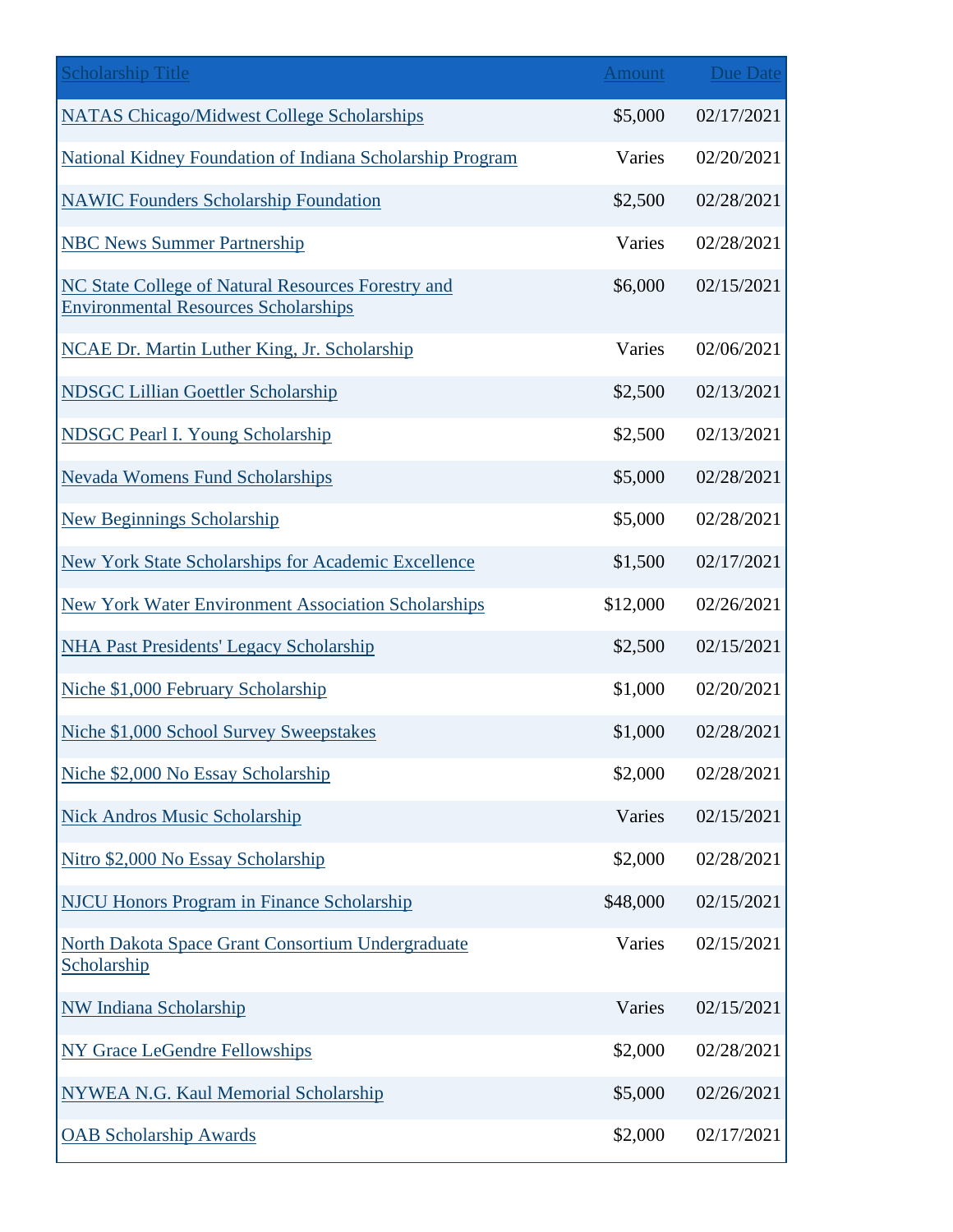| Scholarship Title | Amount | Due Date |
|---|---|---|
| NATAS Chicago/Midwest College Scholarships | $5,000 | 02/17/2021 |
| National Kidney Foundation of Indiana Scholarship Program | Varies | 02/20/2021 |
| NAWIC Founders Scholarship Foundation | $2,500 | 02/28/2021 |
| NBC News Summer Partnership | Varies | 02/28/2021 |
| NC State College of Natural Resources Forestry and Environmental Resources Scholarships | $6,000 | 02/15/2021 |
| NCAE Dr. Martin Luther King, Jr. Scholarship | Varies | 02/06/2021 |
| NDSGC Lillian Goettler Scholarship | $2,500 | 02/13/2021 |
| NDSGC Pearl I. Young Scholarship | $2,500 | 02/13/2021 |
| Nevada Womens Fund Scholarships | $5,000 | 02/28/2021 |
| New Beginnings Scholarship | $5,000 | 02/28/2021 |
| New York State Scholarships for Academic Excellence | $1,500 | 02/17/2021 |
| New York Water Environment Association Scholarships | $12,000 | 02/26/2021 |
| NHA Past Presidents' Legacy Scholarship | $2,500 | 02/15/2021 |
| Niche $1,000 February Scholarship | $1,000 | 02/20/2021 |
| Niche $1,000 School Survey Sweepstakes | $1,000 | 02/28/2021 |
| Niche $2,000 No Essay Scholarship | $2,000 | 02/28/2021 |
| Nick Andros Music Scholarship | Varies | 02/15/2021 |
| Nitro $2,000 No Essay Scholarship | $2,000 | 02/28/2021 |
| NJCU Honors Program in Finance Scholarship | $48,000 | 02/15/2021 |
| North Dakota Space Grant Consortium Undergraduate Scholarship | Varies | 02/15/2021 |
| NW Indiana Scholarship | Varies | 02/15/2021 |
| NY Grace LeGendre Fellowships | $2,000 | 02/28/2021 |
| NYWEA N.G. Kaul Memorial Scholarship | $5,000 | 02/26/2021 |
| OAB Scholarship Awards | $2,000 | 02/17/2021 |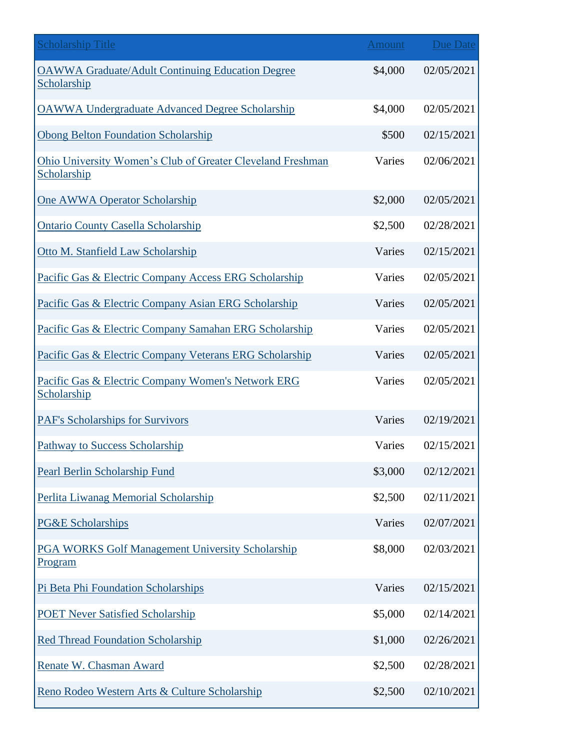| Scholarship Title | Amount | Due Date |
|---|---|---|
| OAWWA Graduate/Adult Continuing Education Degree Scholarship | $4,000 | 02/05/2021 |
| OAWWA Undergraduate Advanced Degree Scholarship | $4,000 | 02/05/2021 |
| Obong Belton Foundation Scholarship | $500 | 02/15/2021 |
| Ohio University Women’s Club of Greater Cleveland Freshman Scholarship | Varies | 02/06/2021 |
| One AWWA Operator Scholarship | $2,000 | 02/05/2021 |
| Ontario County Casella Scholarship | $2,500 | 02/28/2021 |
| Otto M. Stanfield Law Scholarship | Varies | 02/15/2021 |
| Pacific Gas & Electric Company Access ERG Scholarship | Varies | 02/05/2021 |
| Pacific Gas & Electric Company Asian ERG Scholarship | Varies | 02/05/2021 |
| Pacific Gas & Electric Company Samahan ERG Scholarship | Varies | 02/05/2021 |
| Pacific Gas & Electric Company Veterans ERG Scholarship | Varies | 02/05/2021 |
| Pacific Gas & Electric Company Women's Network ERG Scholarship | Varies | 02/05/2021 |
| PAF's Scholarships for Survivors | Varies | 02/19/2021 |
| Pathway to Success Scholarship | Varies | 02/15/2021 |
| Pearl Berlin Scholarship Fund | $3,000 | 02/12/2021 |
| Perlita Liwanag Memorial Scholarship | $2,500 | 02/11/2021 |
| PG&E Scholarships | Varies | 02/07/2021 |
| PGA WORKS Golf Management University Scholarship Program | $8,000 | 02/03/2021 |
| Pi Beta Phi Foundation Scholarships | Varies | 02/15/2021 |
| POET Never Satisfied Scholarship | $5,000 | 02/14/2021 |
| Red Thread Foundation Scholarship | $1,000 | 02/26/2021 |
| Renate W. Chasman Award | $2,500 | 02/28/2021 |
| Reno Rodeo Western Arts & Culture Scholarship | $2,500 | 02/10/2021 |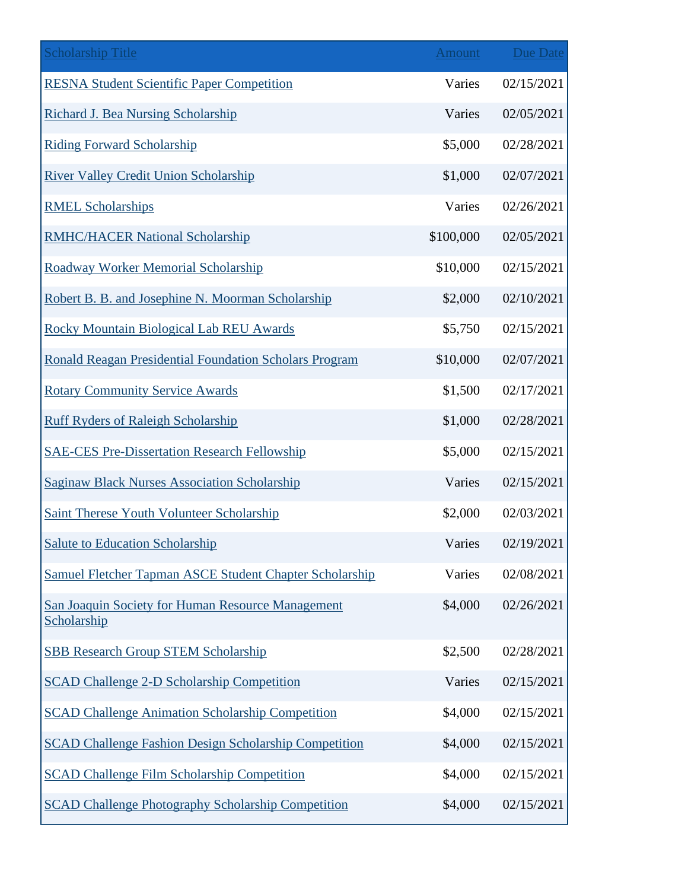| Scholarship Title | Amount | Due Date |
|---|---|---|
| RESNA Student Scientific Paper Competition | Varies | 02/15/2021 |
| Richard J. Bea Nursing Scholarship | Varies | 02/05/2021 |
| Riding Forward Scholarship | $5,000 | 02/28/2021 |
| River Valley Credit Union Scholarship | $1,000 | 02/07/2021 |
| RMEL Scholarships | Varies | 02/26/2021 |
| RMHC/HACER National Scholarship | $100,000 | 02/05/2021 |
| Roadway Worker Memorial Scholarship | $10,000 | 02/15/2021 |
| Robert B. B. and Josephine N. Moorman Scholarship | $2,000 | 02/10/2021 |
| Rocky Mountain Biological Lab REU Awards | $5,750 | 02/15/2021 |
| Ronald Reagan Presidential Foundation Scholars Program | $10,000 | 02/07/2021 |
| Rotary Community Service Awards | $1,500 | 02/17/2021 |
| Ruff Ryders of Raleigh Scholarship | $1,000 | 02/28/2021 |
| SAE-CES Pre-Dissertation Research Fellowship | $5,000 | 02/15/2021 |
| Saginaw Black Nurses Association Scholarship | Varies | 02/15/2021 |
| Saint Therese Youth Volunteer Scholarship | $2,000 | 02/03/2021 |
| Salute to Education Scholarship | Varies | 02/19/2021 |
| Samuel Fletcher Tapman ASCE Student Chapter Scholarship | Varies | 02/08/2021 |
| San Joaquin Society for Human Resource Management Scholarship | $4,000 | 02/26/2021 |
| SBB Research Group STEM Scholarship | $2,500 | 02/28/2021 |
| SCAD Challenge 2-D Scholarship Competition | Varies | 02/15/2021 |
| SCAD Challenge Animation Scholarship Competition | $4,000 | 02/15/2021 |
| SCAD Challenge Fashion Design Scholarship Competition | $4,000 | 02/15/2021 |
| SCAD Challenge Film Scholarship Competition | $4,000 | 02/15/2021 |
| SCAD Challenge Photography Scholarship Competition | $4,000 | 02/15/2021 |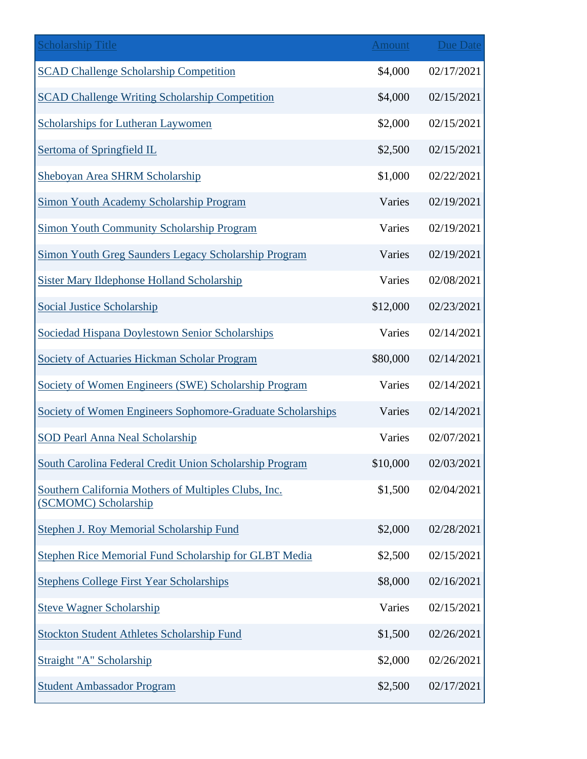| Scholarship Title | Amount | Due Date |
|---|---|---|
| SCAD Challenge Scholarship Competition | $4,000 | 02/17/2021 |
| SCAD Challenge Writing Scholarship Competition | $4,000 | 02/15/2021 |
| Scholarships for Lutheran Laywomen | $2,000 | 02/15/2021 |
| Sertoma of Springfield IL | $2,500 | 02/15/2021 |
| Sheboyan Area SHRM Scholarship | $1,000 | 02/22/2021 |
| Simon Youth Academy Scholarship Program | Varies | 02/19/2021 |
| Simon Youth Community Scholarship Program | Varies | 02/19/2021 |
| Simon Youth Greg Saunders Legacy Scholarship Program | Varies | 02/19/2021 |
| Sister Mary Ildephonse Holland Scholarship | Varies | 02/08/2021 |
| Social Justice Scholarship | $12,000 | 02/23/2021 |
| Sociedad Hispana Doylestown Senior Scholarships | Varies | 02/14/2021 |
| Society of Actuaries Hickman Scholar Program | $80,000 | 02/14/2021 |
| Society of Women Engineers (SWE) Scholarship Program | Varies | 02/14/2021 |
| Society of Women Engineers Sophomore-Graduate Scholarships | Varies | 02/14/2021 |
| SOD Pearl Anna Neal Scholarship | Varies | 02/07/2021 |
| South Carolina Federal Credit Union Scholarship Program | $10,000 | 02/03/2021 |
| Southern California Mothers of Multiples Clubs, Inc. (SCMOMC) Scholarship | $1,500 | 02/04/2021 |
| Stephen J. Roy Memorial Scholarship Fund | $2,000 | 02/28/2021 |
| Stephen Rice Memorial Fund Scholarship for GLBT Media | $2,500 | 02/15/2021 |
| Stephens College First Year Scholarships | $8,000 | 02/16/2021 |
| Steve Wagner Scholarship | Varies | 02/15/2021 |
| Stockton Student Athletes Scholarship Fund | $1,500 | 02/26/2021 |
| Straight "A" Scholarship | $2,000 | 02/26/2021 |
| Student Ambassador Program | $2,500 | 02/17/2021 |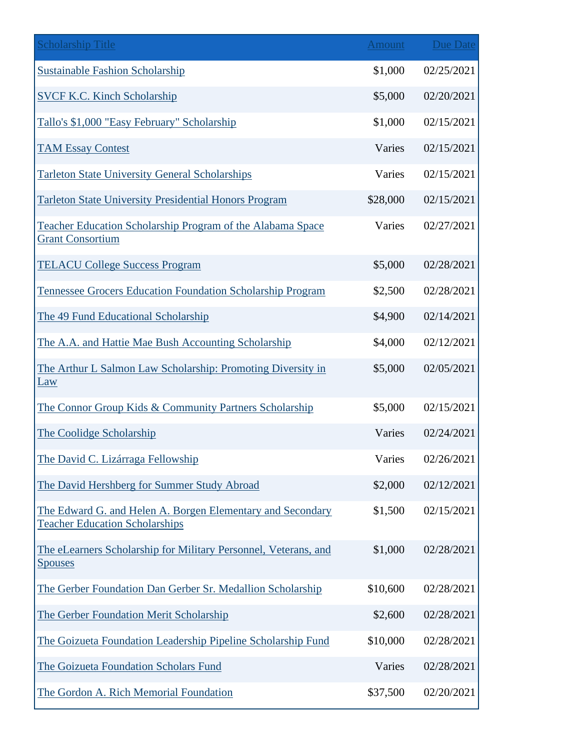| Scholarship Title | Amount | Due Date |
|---|---|---|
| Sustainable Fashion Scholarship | $1,000 | 02/25/2021 |
| SVCF K.C. Kinch Scholarship | $5,000 | 02/20/2021 |
| Tallo's $1,000 "Easy February" Scholarship | $1,000 | 02/15/2021 |
| TAM Essay Contest | Varies | 02/15/2021 |
| Tarleton State University General Scholarships | Varies | 02/15/2021 |
| Tarleton State University Presidential Honors Program | $28,000 | 02/15/2021 |
| Teacher Education Scholarship Program of the Alabama Space Grant Consortium | Varies | 02/27/2021 |
| TELACU College Success Program | $5,000 | 02/28/2021 |
| Tennessee Grocers Education Foundation Scholarship Program | $2,500 | 02/28/2021 |
| The 49 Fund Educational Scholarship | $4,900 | 02/14/2021 |
| The A.A. and Hattie Mae Bush Accounting Scholarship | $4,000 | 02/12/2021 |
| The Arthur L Salmon Law Scholarship: Promoting Diversity in Law | $5,000 | 02/05/2021 |
| The Connor Group Kids & Community Partners Scholarship | $5,000 | 02/15/2021 |
| The Coolidge Scholarship | Varies | 02/24/2021 |
| The David C. Lizárraga Fellowship | Varies | 02/26/2021 |
| The David Hershberg for Summer Study Abroad | $2,000 | 02/12/2021 |
| The Edward G. and Helen A. Borgen Elementary and Secondary Teacher Education Scholarships | $1,500 | 02/15/2021 |
| The eLearners Scholarship for Military Personnel, Veterans, and Spouses | $1,000 | 02/28/2021 |
| The Gerber Foundation Dan Gerber Sr. Medallion Scholarship | $10,600 | 02/28/2021 |
| The Gerber Foundation Merit Scholarship | $2,600 | 02/28/2021 |
| The Goizueta Foundation Leadership Pipeline Scholarship Fund | $10,000 | 02/28/2021 |
| The Goizueta Foundation Scholars Fund | Varies | 02/28/2021 |
| The Gordon A. Rich Memorial Foundation | $37,500 | 02/20/2021 |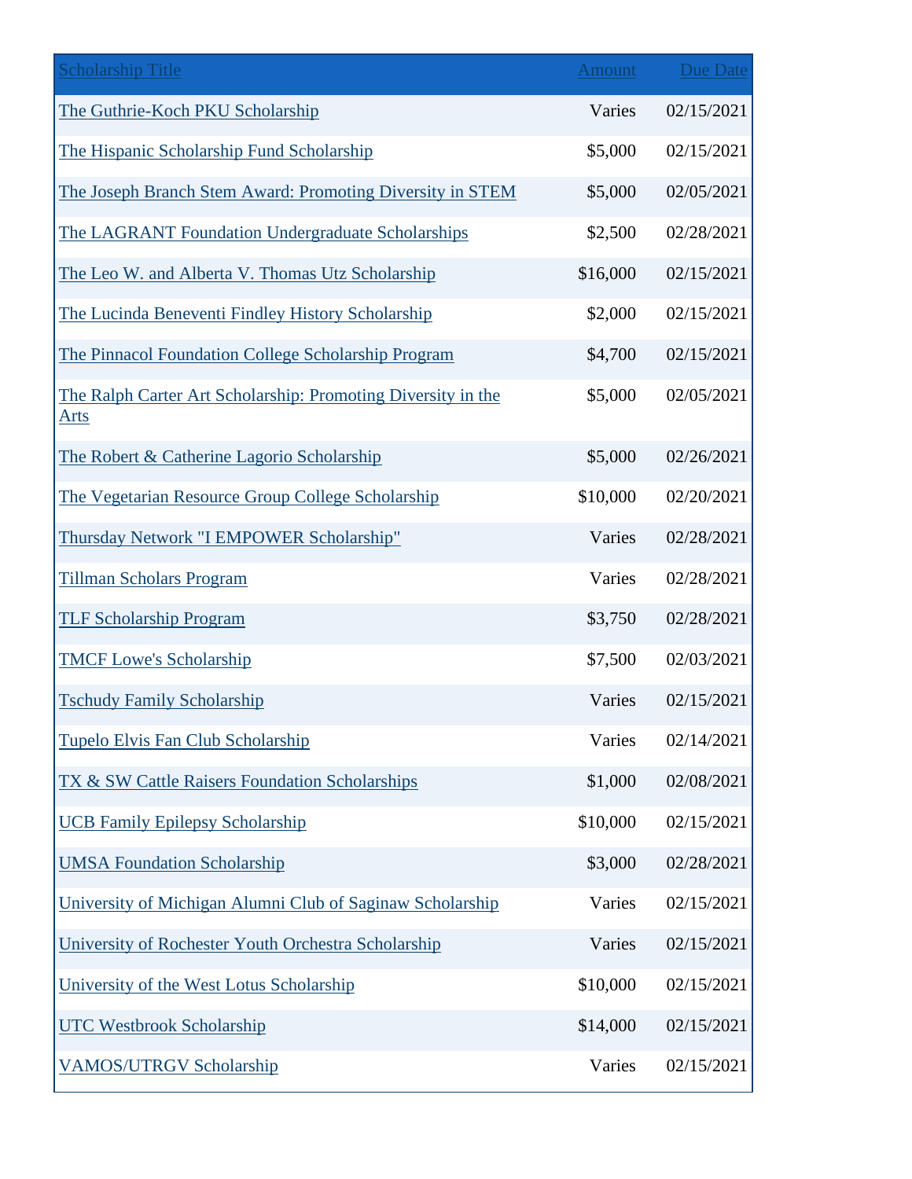| Scholarship Title | Amount | Due Date |
|---|---|---|
| The Guthrie-Koch PKU Scholarship | Varies | 02/15/2021 |
| The Hispanic Scholarship Fund Scholarship | $5,000 | 02/15/2021 |
| The Joseph Branch Stem Award: Promoting Diversity in STEM | $5,000 | 02/05/2021 |
| The LAGRANT Foundation Undergraduate Scholarships | $2,500 | 02/28/2021 |
| The Leo W. and Alberta V. Thomas Utz Scholarship | $16,000 | 02/15/2021 |
| The Lucinda Beneventi Findley History Scholarship | $2,000 | 02/15/2021 |
| The Pinnacol Foundation College Scholarship Program | $4,700 | 02/15/2021 |
| The Ralph Carter Art Scholarship: Promoting Diversity in the Arts | $5,000 | 02/05/2021 |
| The Robert & Catherine Lagorio Scholarship | $5,000 | 02/26/2021 |
| The Vegetarian Resource Group College Scholarship | $10,000 | 02/20/2021 |
| Thursday Network "I EMPOWER Scholarship" | Varies | 02/28/2021 |
| Tillman Scholars Program | Varies | 02/28/2021 |
| TLF Scholarship Program | $3,750 | 02/28/2021 |
| TMCF Lowe's Scholarship | $7,500 | 02/03/2021 |
| Tschudy Family Scholarship | Varies | 02/15/2021 |
| Tupelo Elvis Fan Club Scholarship | Varies | 02/14/2021 |
| TX & SW Cattle Raisers Foundation Scholarships | $1,000 | 02/08/2021 |
| UCB Family Epilepsy Scholarship | $10,000 | 02/15/2021 |
| UMSA Foundation Scholarship | $3,000 | 02/28/2021 |
| University of Michigan Alumni Club of Saginaw Scholarship | Varies | 02/15/2021 |
| University of Rochester Youth Orchestra Scholarship | Varies | 02/15/2021 |
| University of the West Lotus Scholarship | $10,000 | 02/15/2021 |
| UTC Westbrook Scholarship | $14,000 | 02/15/2021 |
| VAMOS/UTRGV Scholarship | Varies | 02/15/2021 |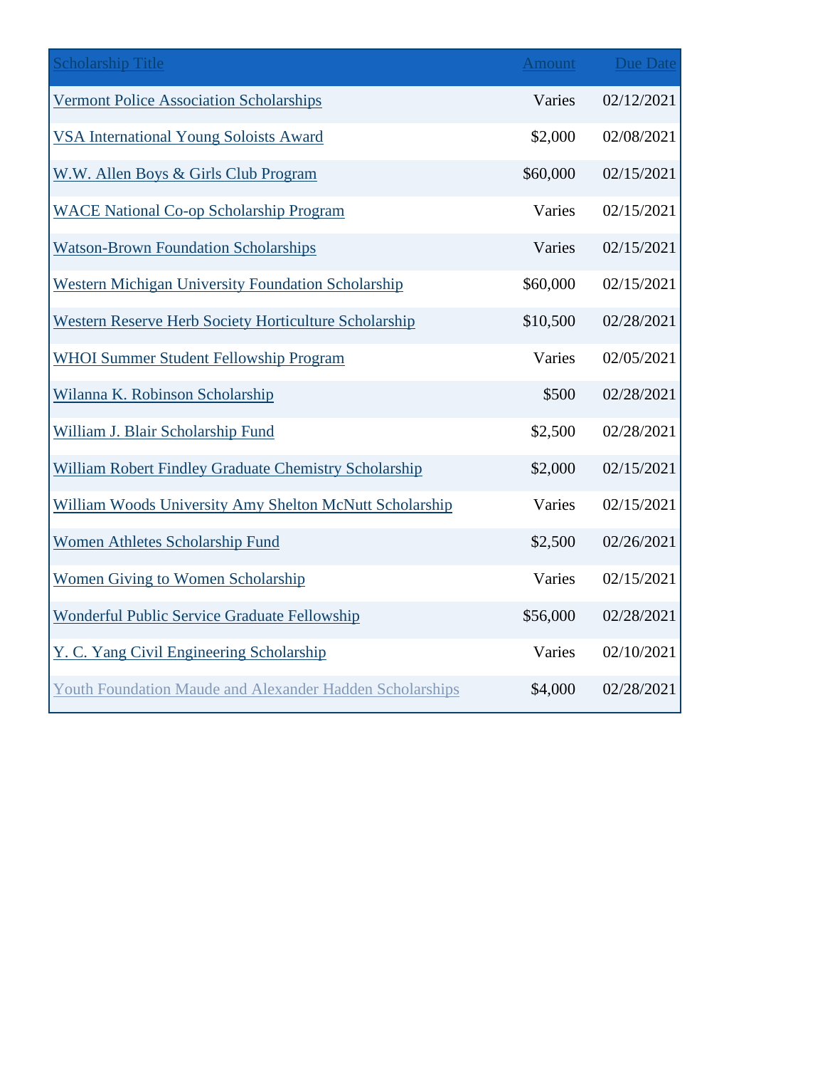| Scholarship Title | Amount | Due Date |
|---|---|---|
| Vermont Police Association Scholarships | Varies | 02/12/2021 |
| VSA International Young Soloists Award | $2,000 | 02/08/2021 |
| W.W. Allen Boys & Girls Club Program | $60,000 | 02/15/2021 |
| WACE National Co-op Scholarship Program | Varies | 02/15/2021 |
| Watson-Brown Foundation Scholarships | Varies | 02/15/2021 |
| Western Michigan University Foundation Scholarship | $60,000 | 02/15/2021 |
| Western Reserve Herb Society Horticulture Scholarship | $10,500 | 02/28/2021 |
| WHOI Summer Student Fellowship Program | Varies | 02/05/2021 |
| Wilanna K. Robinson Scholarship | $500 | 02/28/2021 |
| William J. Blair Scholarship Fund | $2,500 | 02/28/2021 |
| William Robert Findley Graduate Chemistry Scholarship | $2,000 | 02/15/2021 |
| William Woods University Amy Shelton McNutt Scholarship | Varies | 02/15/2021 |
| Women Athletes Scholarship Fund | $2,500 | 02/26/2021 |
| Women Giving to Women Scholarship | Varies | 02/15/2021 |
| Wonderful Public Service Graduate Fellowship | $56,000 | 02/28/2021 |
| Y. C. Yang Civil Engineering Scholarship | Varies | 02/10/2021 |
| Youth Foundation Maude and Alexander Hadden Scholarships | $4,000 | 02/28/2021 |